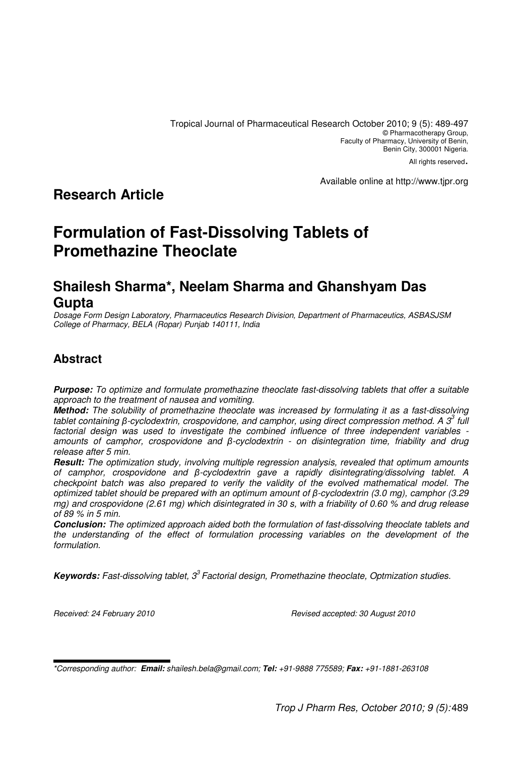Tropical Journal of Pharmaceutical Research October 2010; 9 (5): 489-497
© Pharmacotherapy Group,
Faculty of Pharmacy, University of Benin,
Benin City, 300001 Nigeria.
All rights reserved.

Available online at http://www.tjpr.org

## Research Article

# Formulation of Fast-Dissolving Tablets of Promethazine Theoclate

## Shailesh Sharma*, Neelam Sharma and Ghanshyam Das Gupta

*Dosage Form Design Laboratory, Pharmaceutics Research Division, Department of Pharmaceutics, ASBASJSM College of Pharmacy, BELA (Ropar) Punjab 140111, India*

## Abstract

***Purpose:*** *To optimize and formulate promethazine theoclate fast-dissolving tablets that offer a suitable approach to the treatment of nausea and vomiting.*

***Method:*** *The solubility of promethazine theoclate was increased by formulating it as a fast-dissolving tablet containing β-cyclodextrin, crospovidone, and camphor, using direct compression method. A $3^3$ full factorial design was used to investigate the combined influence of three independent variables - amounts of camphor, crospovidone and β-cyclodextrin - on disintegration time, friability and drug release after 5 min.*

***Result:*** *The optimization study, involving multiple regression analysis, revealed that optimum amounts of camphor, crospovidone and β-cyclodextrin gave a rapidly disintegrating/dissolving tablet. A checkpoint batch was also prepared to verify the validity of the evolved mathematical model. The optimized tablet should be prepared with an optimum amount of β-cyclodextrin (3.0 mg), camphor (3.29 mg) and crospovidone (2.61 mg) which disintegrated in 30 s, with a friability of 0.60 % and drug release of 89 % in 5 min.*

***Conclusion:*** *The optimized approach aided both the formulation of fast-dissolving theoclate tablets and the understanding of the effect of formulation processing variables on the development of the formulation.*

***Keywords:*** *Fast-dissolving tablet, $3^3$ Factorial design, Promethazine theoclate, Optmization studies.*

*Received: 24 February 2010* *Revised accepted: 30 August 2010*

*\*Corresponding author:* ***Email:*** *shailesh.bela@gmail.com;* ***Tel:*** *+91-9888 775589;* ***Fax:*** *+91-1881-263108*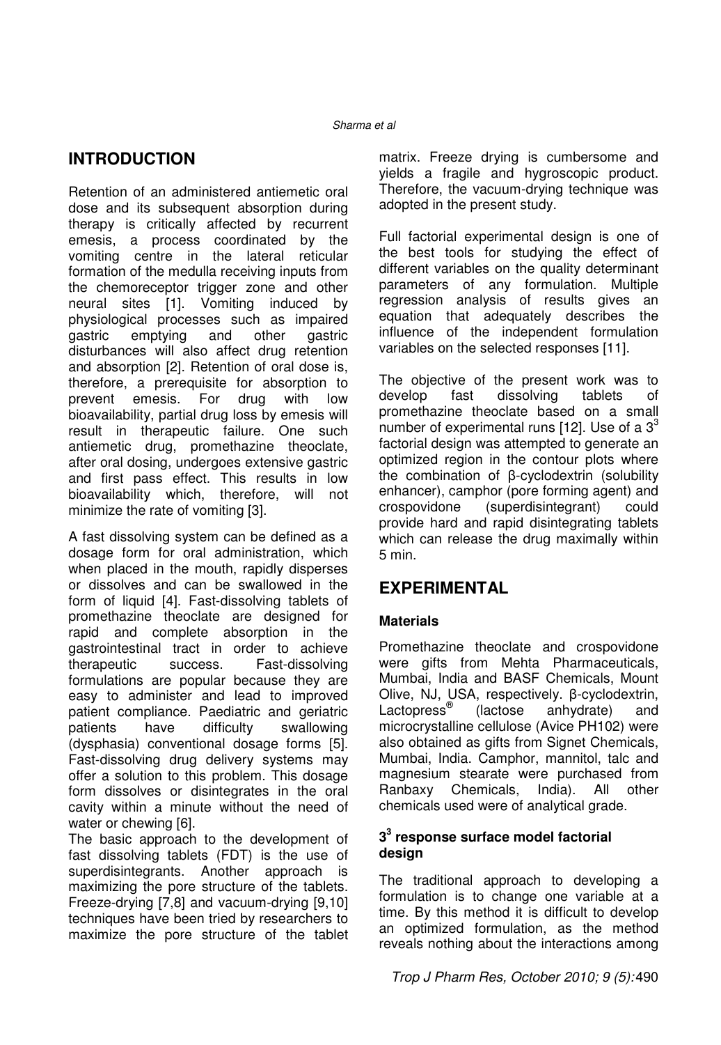## INTRODUCTION

Retention of an administered antiemetic oral dose and its subsequent absorption during therapy is critically affected by recurrent emesis, a process coordinated by the vomiting centre in the lateral reticular formation of the medulla receiving inputs from the chemoreceptor trigger zone and other neural sites [1]. Vomiting induced by physiological processes such as impaired gastric emptying and other gastric disturbances will also affect drug retention and absorption [2]. Retention of oral dose is, therefore, a prerequisite for absorption to prevent emesis. For drug with low bioavailability, partial drug loss by emesis will result in therapeutic failure. One such antiemetic drug, promethazine theoclate, after oral dosing, undergoes extensive gastric and first pass effect. This results in low bioavailability which, therefore, will not minimize the rate of vomiting [3].

A fast dissolving system can be defined as a dosage form for oral administration, which when placed in the mouth, rapidly disperses or dissolves and can be swallowed in the form of liquid [4]. Fast-dissolving tablets of promethazine theoclate are designed for rapid and complete absorption in the gastrointestinal tract in order to achieve therapeutic success. Fast-dissolving formulations are popular because they are easy to administer and lead to improved patient compliance. Paediatric and geriatric patients have difficulty swallowing (dysphasia) conventional dosage forms [5]. Fast-dissolving drug delivery systems may offer a solution to this problem. This dosage form dissolves or disintegrates in the oral cavity within a minute without the need of water or chewing [6].

The basic approach to the development of fast dissolving tablets (FDT) is the use of superdisintegrants. Another approach is maximizing the pore structure of the tablets. Freeze-drying [7,8] and vacuum-drying [9,10] techniques have been tried by researchers to maximize the pore structure of the tablet matrix. Freeze drying is cumbersome and yields a fragile and hygroscopic product. Therefore, the vacuum-drying technique was adopted in the present study.

Full factorial experimental design is one of the best tools for studying the effect of different variables on the quality determinant parameters of any formulation. Multiple regression analysis of results gives an equation that adequately describes the influence of the independent formulation variables on the selected responses [11].

The objective of the present work was to develop fast dissolving tablets of promethazine theoclate based on a small number of experimental runs [12]. Use of a $3^3$ factorial design was attempted to generate an optimized region in the contour plots where the combination of β-cyclodextrin (solubility enhancer), camphor (pore forming agent) and crospovidone (superdisintegrant) could provide hard and rapid disintegrating tablets which can release the drug maximally within 5 min.

## EXPERIMENTAL

### Materials

Promethazine theoclate and crospovidone were gifts from Mehta Pharmaceuticals, Mumbai, India and BASF Chemicals, Mount Olive, NJ, USA, respectively. β-cyclodextrin, Lactopress® (lactose anhydrate) and microcrystalline cellulose (Avice PH102) were also obtained as gifts from Signet Chemicals, Mumbai, India. Camphor, mannitol, talc and magnesium stearate were purchased from Ranbaxy Chemicals, India). All other chemicals used were of analytical grade.

### $3^3$ response surface model factorial design

The traditional approach to developing a formulation is to change one variable at a time. By this method it is difficult to develop an optimized formulation, as the method reveals nothing about the interactions among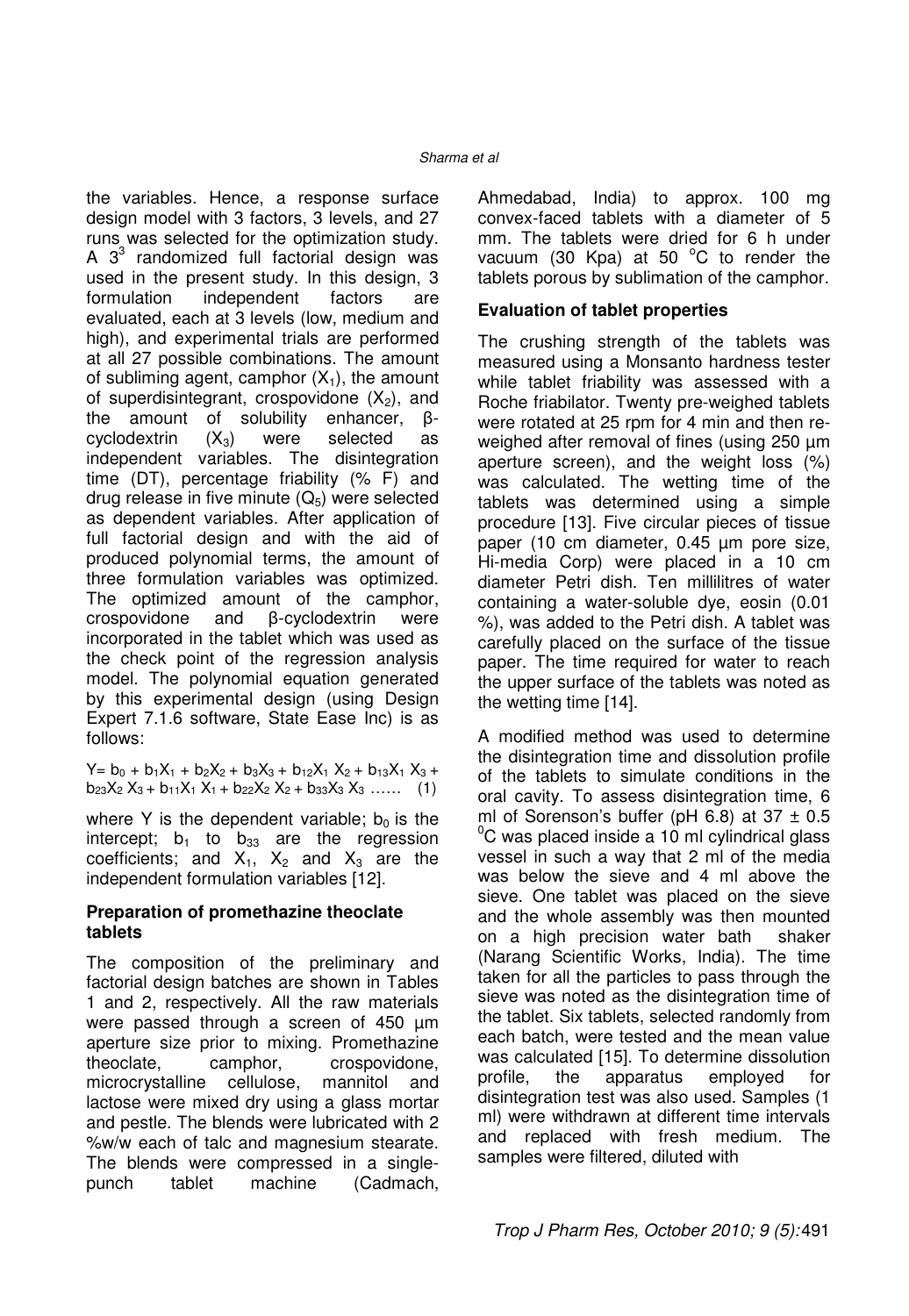the variables. Hence, a response surface design model with 3 factors, 3 levels, and 27 runs was selected for the optimization study. A $3^3$ randomized full factorial design was used in the present study. In this design, 3 formulation independent factors are evaluated, each at 3 levels (low, medium and high), and experimental trials are performed at all 27 possible combinations. The amount of subliming agent, camphor ($X_1$), the amount of superdisintegrant, crospovidone ($X_2$), and the amount of solubility enhancer, β-cyclodextrin ($X_3$) were selected as independent variables. The disintegration time (DT), percentage friability (% F) and drug release in five minute ($Q_5$) were selected as dependent variables. After application of full factorial design and with the aid of produced polynomial terms, the amount of three formulation variables was optimized. The optimized amount of the camphor, crospovidone and β-cyclodextrin were incorporated in the tablet which was used as the check point of the regression analysis model. The polynomial equation generated by this experimental design (using Design Expert 7.1.6 software, State Ease Inc) is as follows:

$$Y = b_0 + b_1X_1 + b_2X_2 + b_3X_3 + b_{12}X_1X_2 + b_{13}X_1X_3 + b_{23}X_2X_3 + b_{11}X_1X_1 + b_{22}X_2X_2 + b_{33}X_3X_3 \quad \ldots\ldots \quad (1)$$

where Y is the dependent variable; $b_0$ is the intercept; $b_1$ to $b_{33}$ are the regression coefficients; and $X_1$, $X_2$ and $X_3$ are the independent formulation variables [12].

### Preparation of promethazine theoclate tablets

The composition of the preliminary and factorial design batches are shown in Tables 1 and 2, respectively. All the raw materials were passed through a screen of 450 µm aperture size prior to mixing. Promethazine theoclate, camphor, crospovidone, microcrystalline cellulose, mannitol and lactose were mixed dry using a glass mortar and pestle. The blends were lubricated with 2 %w/w each of talc and magnesium stearate. The blends were compressed in a single-punch tablet machine (Cadmach, Ahmedabad, India) to approx. 100 mg convex-faced tablets with a diameter of 5 mm. The tablets were dried for 6 h under vacuum (30 Kpa) at 50 °C to render the tablets porous by sublimation of the camphor.

### Evaluation of tablet properties

The crushing strength of the tablets was measured using a Monsanto hardness tester while tablet friability was assessed with a Roche friabilator. Twenty pre-weighed tablets were rotated at 25 rpm for 4 min and then re-weighed after removal of fines (using 250 µm aperture screen), and the weight loss (%) was calculated. The wetting time of the tablets was determined using a simple procedure [13]. Five circular pieces of tissue paper (10 cm diameter, 0.45 µm pore size, Hi-media Corp) were placed in a 10 cm diameter Petri dish. Ten millilitres of water containing a water-soluble dye, eosin (0.01 %), was added to the Petri dish. A tablet was carefully placed on the surface of the tissue paper. The time required for water to reach the upper surface of the tablets was noted as the wetting time [14].

A modified method was used to determine the disintegration time and dissolution profile of the tablets to simulate conditions in the oral cavity. To assess disintegration time, 6 ml of Sorenson's buffer (pH 6.8) at 37 ± 0.5 °C was placed inside a 10 ml cylindrical glass vessel in such a way that 2 ml of the media was below the sieve and 4 ml above the sieve. One tablet was placed on the sieve and the whole assembly was then mounted on a high precision water bath shaker (Narang Scientific Works, India). The time taken for all the particles to pass through the sieve was noted as the disintegration time of the tablet. Six tablets, selected randomly from each batch, were tested and the mean value was calculated [15]. To determine dissolution profile, the apparatus employed for disintegration test was also used. Samples (1 ml) were withdrawn at different time intervals and replaced with fresh medium. The samples were filtered, diluted with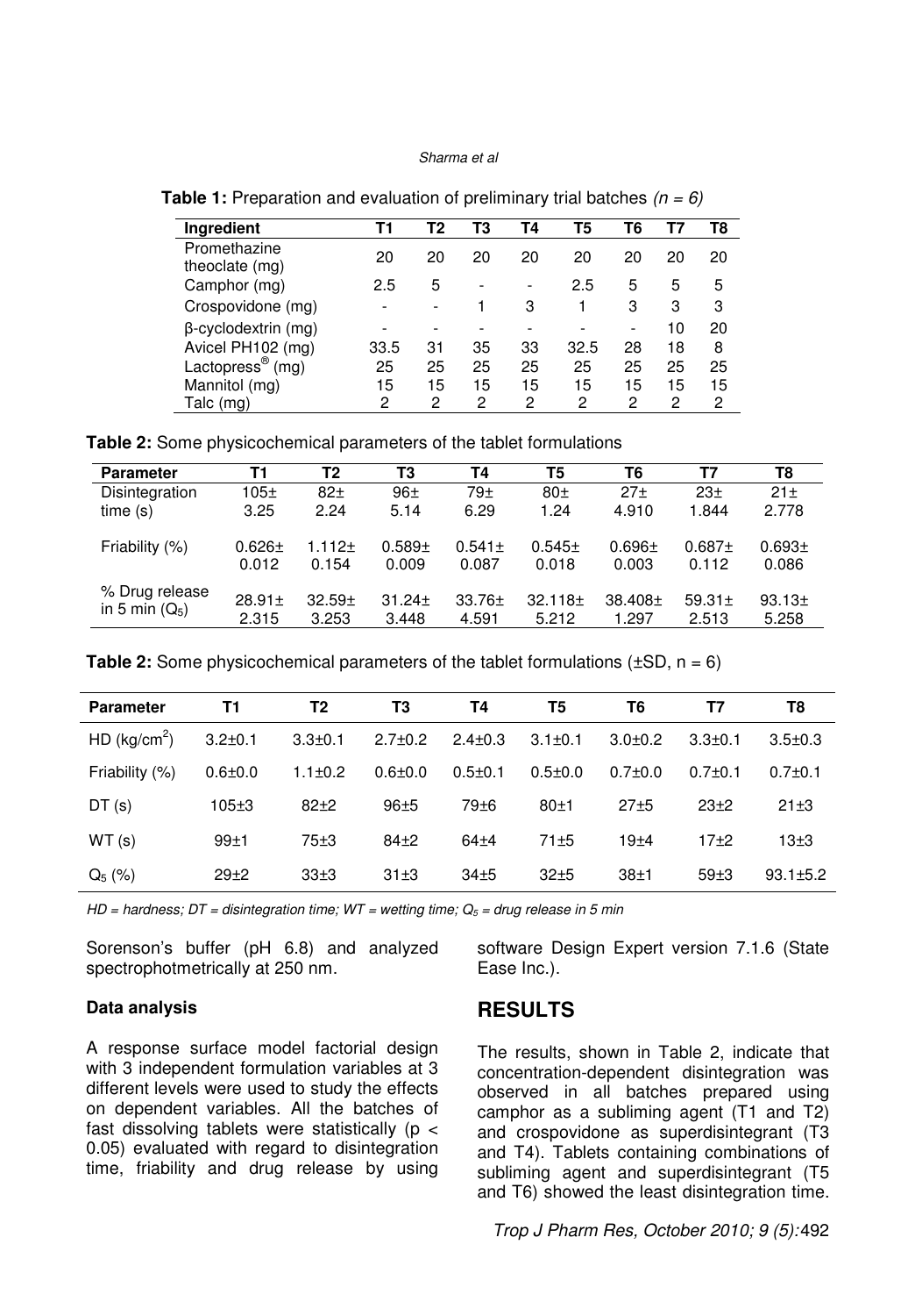**Table 1:** Preparation and evaluation of preliminary trial batches *(n = 6)*

| Ingredient | T1 | T2 | T3 | T4 | T5 | T6 | T7 | T8 |
|---|---|---|---|---|---|---|---|---|
| Promethazine theoclate (mg) | 20 | 20 | 20 | 20 | 20 | 20 | 20 | 20 |
| Camphor (mg) | 2.5 | 5 | - | - | 2.5 | 5 | 5 | 5 |
| Crospovidone (mg) | - | - | 1 | 3 | 1 | 3 | 3 | 3 |
| β-cyclodextrin (mg) | - | - | - | - | - | - | 10 | 20 |
| Avicel PH102 (mg) | 33.5 | 31 | 35 | 33 | 32.5 | 28 | 18 | 8 |
| Lactopress® (mg) | 25 | 25 | 25 | 25 | 25 | 25 | 25 | 25 |
| Mannitol (mg) | 15 | 15 | 15 | 15 | 15 | 15 | 15 | 15 |
| Talc (mg) | 2 | 2 | 2 | 2 | 2 | 2 | 2 | 2 |

**Table 2:** Some physicochemical parameters of the tablet formulations

| Parameter | T1 | T2 | T3 | T4 | T5 | T6 | T7 | T8 |
|---|---|---|---|---|---|---|---|---|
| Disintegration time (s) | 105± 3.25 | 82± 2.24 | 96± 5.14 | 79± 6.29 | 80± 1.24 | 27± 4.910 | 23± 1.844 | 21± 2.778 |
| Friability (%) | 0.626± 0.012 | 1.112± 0.154 | 0.589± 0.009 | 0.541± 0.087 | 0.545± 0.018 | 0.696± 0.003 | 0.687± 0.112 | 0.693± 0.086 |
| % Drug release in 5 min ($Q_5$) | 28.91± 2.315 | 32.59± 3.253 | 31.24± 3.448 | 33.76± 4.591 | 32.118± 5.212 | 38.408± 1.297 | 59.31± 2.513 | 93.13± 5.258 |

**Table 2:** Some physicochemical parameters of the tablet formulations (±SD, n = 6)

| Parameter | T1 | T2 | T3 | T4 | T5 | T6 | T7 | T8 |
|---|---|---|---|---|---|---|---|---|
| HD ($kg/cm^2$) | 3.2±0.1 | 3.3±0.1 | 2.7±0.2 | 2.4±0.3 | 3.1±0.1 | 3.0±0.2 | 3.3±0.1 | 3.5±0.3 |
| Friability (%) | 0.6±0.0 | 1.1±0.2 | 0.6±0.0 | 0.5±0.1 | 0.5±0.0 | 0.7±0.0 | 0.7±0.1 | 0.7±0.1 |
| DT (s) | 105±3 | 82±2 | 96±5 | 79±6 | 80±1 | 27±5 | 23±2 | 21±3 |
| WT (s) | 99±1 | 75±3 | 84±2 | 64±4 | 71±5 | 19±4 | 17±2 | 13±3 |
| $Q_5$ (%) | 29±2 | 33±3 | 31±3 | 34±5 | 32±5 | 38±1 | 59±3 | 93.1±5.2 |

*HD = hardness; DT = disintegration time; WT = wetting time; $Q_5$ = drug release in 5 min*

Sorenson's buffer (pH 6.8) and analyzed spectrophotometrically at 250 nm.

### Data analysis

A response surface model factorial design with 3 independent formulation variables at 3 different levels were used to study the effects on dependent variables. All the batches of fast dissolving tablets were statistically ($p < 0.05$) evaluated with regard to disintegration time, friability and drug release by using software Design Expert version 7.1.6 (State Ease Inc.).

## RESULTS

The results, shown in Table 2, indicate that concentration-dependent disintegration was observed in all batches prepared using camphor as a subliming agent (T1 and T2) and crospovidone as superdisintegrant (T3 and T4). Tablets containing combinations of subliming agent and superdisintegrant (T5 and T6) showed the least disintegration time.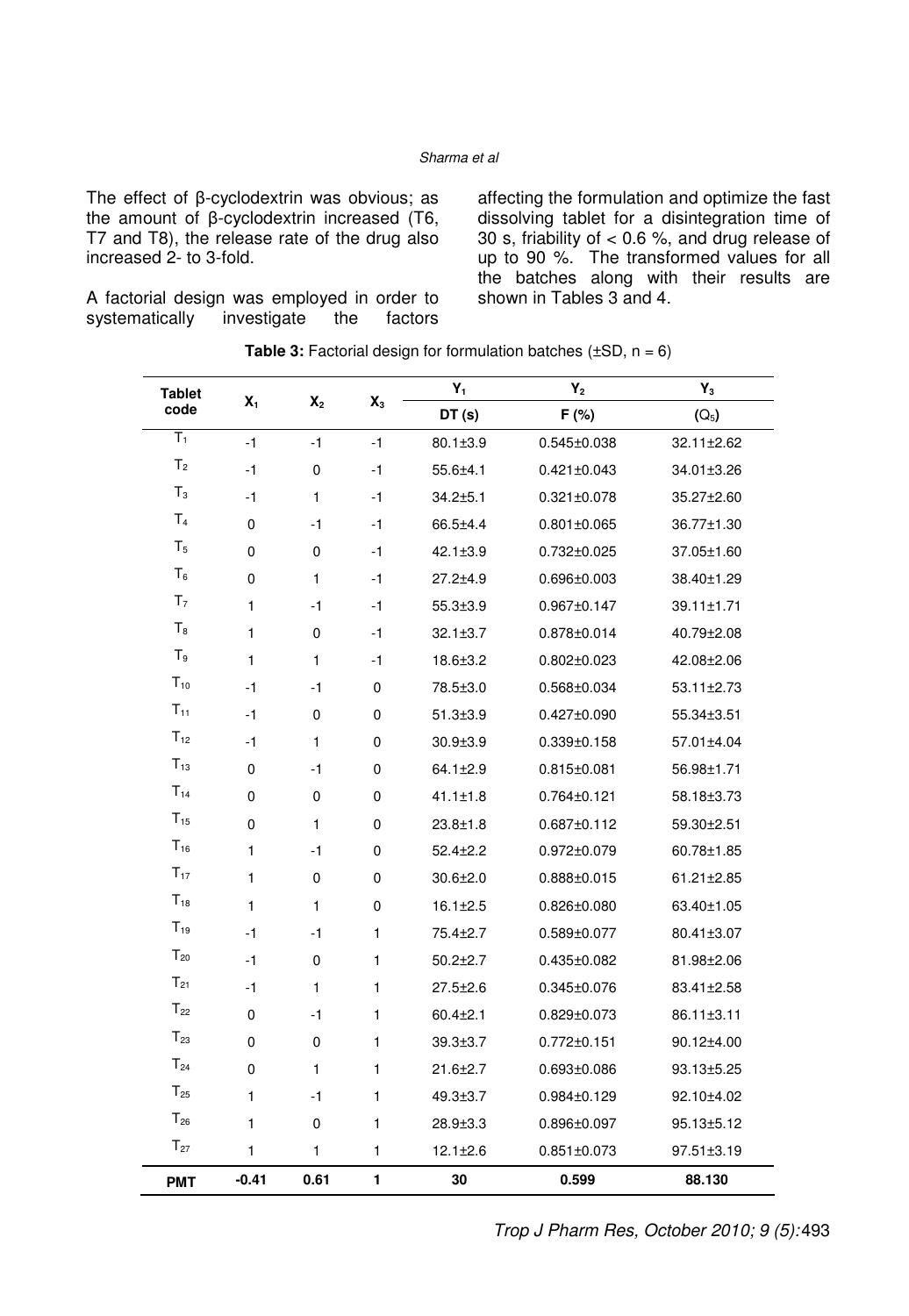The effect of β-cyclodextrin was obvious; as the amount of β-cyclodextrin increased (T6, T7 and T8), the release rate of the drug also increased 2- to 3-fold.

A factorial design was employed in order to systematically investigate the factors affecting the formulation and optimize the fast dissolving tablet for a disintegration time of 30 s, friability of < 0.6 %, and drug release of up to 90 %. The transformed values for all the batches along with their results are shown in Tables 3 and 4.

**Table 3:** Factorial design for formulation batches (±SD, n = 6)

| Tablet code | $X_1$ | $X_2$ | $X_3$ | $Y_1$ DT (s) | $Y_2$ F (%) | $Y_3$ ($Q_5$) |
|---|---|---|---|---|---|---|
| $T_1$ | -1 | -1 | -1 | 80.1±3.9 | 0.545±0.038 | 32.11±2.62 |
| $T_2$ | -1 | 0 | -1 | 55.6±4.1 | 0.421±0.043 | 34.01±3.26 |
| $T_3$ | -1 | 1 | -1 | 34.2±5.1 | 0.321±0.078 | 35.27±2.60 |
| $T_4$ | 0 | -1 | -1 | 66.5±4.4 | 0.801±0.065 | 36.77±1.30 |
| $T_5$ | 0 | 0 | -1 | 42.1±3.9 | 0.732±0.025 | 37.05±1.60 |
| $T_6$ | 0 | 1 | -1 | 27.2±4.9 | 0.696±0.003 | 38.40±1.29 |
| $T_7$ | 1 | -1 | -1 | 55.3±3.9 | 0.967±0.147 | 39.11±1.71 |
| $T_8$ | 1 | 0 | -1 | 32.1±3.7 | 0.878±0.014 | 40.79±2.08 |
| $T_9$ | 1 | 1 | -1 | 18.6±3.2 | 0.802±0.023 | 42.08±2.06 |
| $T_{10}$ | -1 | -1 | 0 | 78.5±3.0 | 0.568±0.034 | 53.11±2.73 |
| $T_{11}$ | -1 | 0 | 0 | 51.3±3.9 | 0.427±0.090 | 55.34±3.51 |
| $T_{12}$ | -1 | 1 | 0 | 30.9±3.9 | 0.339±0.158 | 57.01±4.04 |
| $T_{13}$ | 0 | -1 | 0 | 64.1±2.9 | 0.815±0.081 | 56.98±1.71 |
| $T_{14}$ | 0 | 0 | 0 | 41.1±1.8 | 0.764±0.121 | 58.18±3.73 |
| $T_{15}$ | 0 | 1 | 0 | 23.8±1.8 | 0.687±0.112 | 59.30±2.51 |
| $T_{16}$ | 1 | -1 | 0 | 52.4±2.2 | 0.972±0.079 | 60.78±1.85 |
| $T_{17}$ | 1 | 0 | 0 | 30.6±2.0 | 0.888±0.015 | 61.21±2.85 |
| $T_{18}$ | 1 | 1 | 0 | 16.1±2.5 | 0.826±0.080 | 63.40±1.05 |
| $T_{19}$ | -1 | -1 | 1 | 75.4±2.7 | 0.589±0.077 | 80.41±3.07 |
| $T_{20}$ | -1 | 0 | 1 | 50.2±2.7 | 0.435±0.082 | 81.98±2.06 |
| $T_{21}$ | -1 | 1 | 1 | 27.5±2.6 | 0.345±0.076 | 83.41±2.58 |
| $T_{22}$ | 0 | -1 | 1 | 60.4±2.1 | 0.829±0.073 | 86.11±3.11 |
| $T_{23}$ | 0 | 0 | 1 | 39.3±3.7 | 0.772±0.151 | 90.12±4.00 |
| $T_{24}$ | 0 | 1 | 1 | 21.6±2.7 | 0.693±0.086 | 93.13±5.25 |
| $T_{25}$ | 1 | -1 | 1 | 49.3±3.7 | 0.984±0.129 | 92.10±4.02 |
| $T_{26}$ | 1 | 0 | 1 | 28.9±3.3 | 0.896±0.097 | 95.13±5.12 |
| $T_{27}$ | 1 | 1 | 1 | 12.1±2.6 | 0.851±0.073 | 97.51±3.19 |
| **PMT** | **-0.41** | **0.61** | **1** | **30** | **0.599** | **88.130** |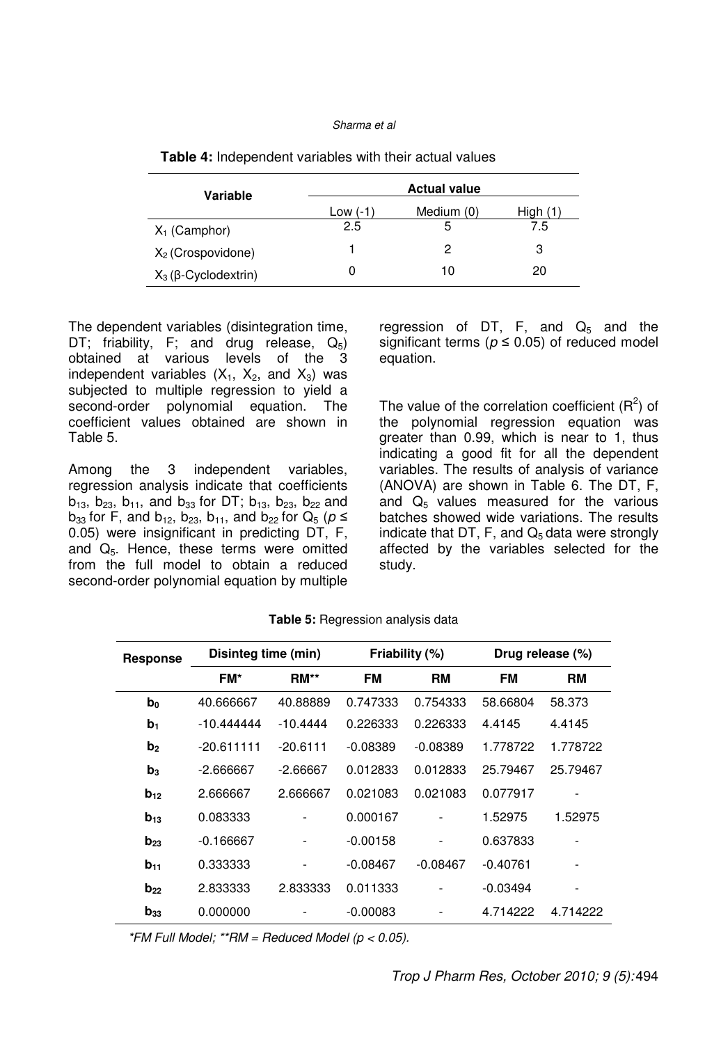**Table 4:** Independent variables with their actual values

| Variable | Actual value | | |
|---|---|---|---|
| | Low (-1) | Medium (0) | High (1) |
| $X_1$ (Camphor) | 2.5 | 5 | 7.5 |
| $X_2$ (Crospovidone) | 1 | 2 | 3 |
| $X_3$ (β-Cyclodextrin) | 0 | 10 | 20 |

The dependent variables (disintegration time, DT; friability, F; and drug release, $Q_5$) obtained at various levels of the 3 independent variables ($X_1$, $X_2$, and $X_3$) was subjected to multiple regression to yield a second-order polynomial equation. The coefficient values obtained are shown in Table 5.

Among the 3 independent variables, regression analysis indicate that coefficients $b_{13}$, $b_{23}$, $b_{11}$, and $b_{33}$ for DT; $b_{13}$, $b_{23}$, $b_{22}$ and $b_{33}$ for F, and $b_{12}$, $b_{23}$, $b_{11}$, and $b_{22}$ for $Q_5$ ($p \leq 0.05$) were insignificant in predicting DT, F, and $Q_5$. Hence, these terms were omitted from the full model to obtain a reduced second-order polynomial equation by multiple regression of DT, F, and $Q_5$ and the significant terms ($p \leq 0.05$) of reduced model equation.

The value of the correlation coefficient ($R^2$) of the polynomial regression equation was greater than 0.99, which is near to 1, thus indicating a good fit for all the dependent variables. The results of analysis of variance (ANOVA) are shown in Table 6. The DT, F, and $Q_5$ values measured for the various batches showed wide variations. The results indicate that DT, F, and $Q_5$ data were strongly affected by the variables selected for the study.

**Table 5:** Regression analysis data

| Response | Disinteg time (min) | | Friability (%) | | Drug release (%) | |
|---|---|---|---|---|---|---|
| | FM* | RM** | FM | RM | FM | RM |
| $b_0$ | 40.666667 | 40.88889 | 0.747333 | 0.754333 | 58.66804 | 58.373 |
| $b_1$ | -10.444444 | -10.4444 | 0.226333 | 0.226333 | 4.4145 | 4.4145 |
| $b_2$ | -20.611111 | -20.6111 | -0.08389 | -0.08389 | 1.778722 | 1.778722 |
| $b_3$ | -2.666667 | -2.66667 | 0.012833 | 0.012833 | 25.79467 | 25.79467 |
| $b_{12}$ | 2.666667 | 2.666667 | 0.021083 | 0.021083 | 0.077917 | - |
| $b_{13}$ | 0.083333 | - | 0.000167 | - | 1.52975 | 1.52975 |
| $b_{23}$ | -0.166667 | - | -0.00158 | - | 0.637833 | - |
| $b_{11}$ | 0.333333 | - | -0.08467 | -0.08467 | -0.40761 | - |
| $b_{22}$ | 2.833333 | 2.833333 | 0.011333 | - | -0.03494 | - |
| $b_{33}$ | 0.000000 | - | -0.00083 | - | 4.714222 | 4.714222 |

*\*FM Full Model; \*\*RM = Reduced Model ($p < 0.05$).*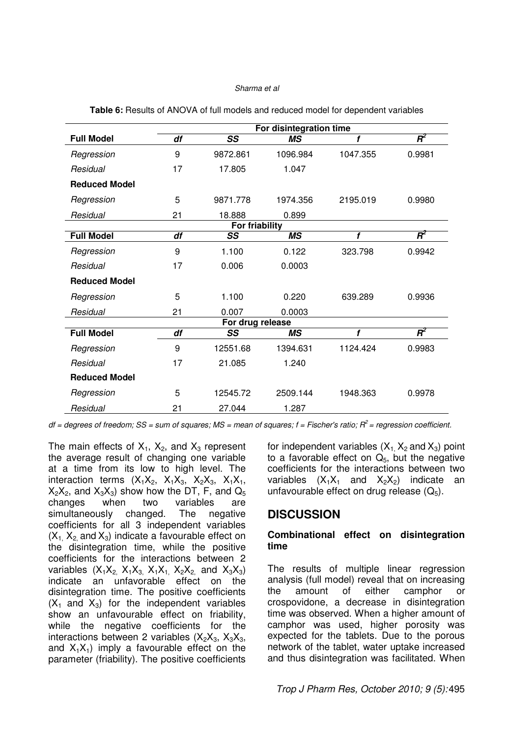**Table 6:** Results of ANOVA of full models and reduced model for dependent variables

| | For disintegration time | | | | |
|---|---|---|---|---|---|
| **Full Model** | ***df*** | ***SS*** | ***MS*** | ***f*** | $R^2$ |
| *Regression* | 9 | 9872.861 | 1096.984 | 1047.355 | 0.9981 |
| *Residual* | 17 | 17.805 | 1.047 | | |
| **Reduced Model** | | | | | |
| *Regression* | 5 | 9871.778 | 1974.356 | 2195.019 | 0.9980 |
| *Residual* | 21 | 18.888 | 0.899 | | |
| | **For friability** | | | | |
| **Full Model** | ***df*** | ***SS*** | ***MS*** | ***f*** | $R^2$ |
| *Regression* | 9 | 1.100 | 0.122 | 323.798 | 0.9942 |
| *Residual* | 17 | 0.006 | 0.0003 | | |
| **Reduced Model** | | | | | |
| *Regression* | 5 | 1.100 | 0.220 | 639.289 | 0.9936 |
| *Residual* | 21 | 0.007 | 0.0003 | | |
| | **For drug release** | | | | |
| **Full Model** | ***df*** | ***SS*** | ***MS*** | ***f*** | $R^2$ |
| *Regression* | 9 | 12551.68 | 1394.631 | 1124.424 | 0.9983 |
| *Residual* | 17 | 21.085 | 1.240 | | |
| **Reduced Model** | | | | | |
| *Regression* | 5 | 12545.72 | 2509.144 | 1948.363 | 0.9978 |
| *Residual* | 21 | 27.044 | 1.287 | | |

*df = degrees of freedom; SS = sum of squares; MS = mean of squares; f = Fischer's ratio; $R^2$ = regression coefficient.*

The main effects of $X_1$, $X_2$, and $X_3$ represent the average result of changing one variable at a time from its low to high level. The interaction terms ($X_1X_2$, $X_1X_3$, $X_2X_3$, $X_1X_1$, $X_2X_2$, and $X_3X_3$) show how the DT, F, and $Q_5$ changes when two variables are simultaneously changed. The negative coefficients for all 3 independent variables ($X_1$, $X_2$ and $X_3$) indicate a favourable effect on the disintegration time, while the positive coefficients for the interactions between 2 variables ($X_1X_2$, $X_1X_3$, $X_1X_1$, $X_2X_2$, and $X_3X_3$) indicate an unfavorable effect on the disintegration time. The positive coefficients ($X_1$ and $X_3$) for the independent variables show an unfavourable effect on friability, while the negative coefficients for the interactions between 2 variables ($X_2X_3$, $X_3X_3$, and $X_1X_1$) imply a favourable effect on the parameter (friability). The positive coefficients for independent variables ($X_1$, $X_2$ and $X_3$) point to a favorable effect on $Q_5$, but the negative coefficients for the interactions between two variables ($X_1X_1$ and $X_2X_2$) indicate an unfavourable effect on drug release ($Q_5$).

## DISCUSSION

### Combinational effect on disintegration time

The results of multiple linear regression analysis (full model) reveal that on increasing the amount of either camphor or crospovidone, a decrease in disintegration time was observed. When a higher amount of camphor was used, higher porosity was expected for the tablets. Due to the porous network of the tablet, water uptake increased and thus disintegration was facilitated. When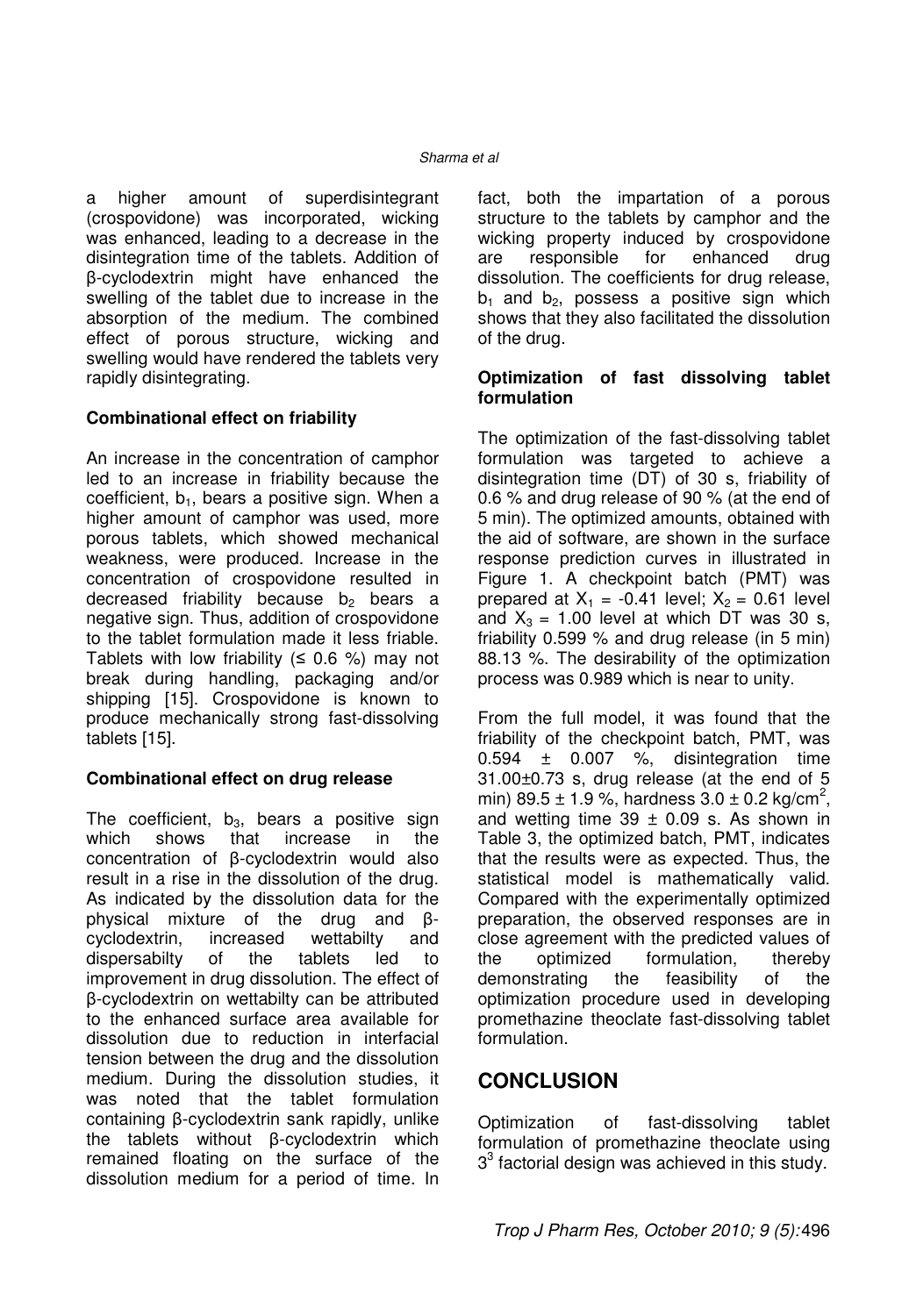a higher amount of superdisintegrant (crospovidone) was incorporated, wicking was enhanced, leading to a decrease in the disintegration time of the tablets. Addition of β-cyclodextrin might have enhanced the swelling of the tablet due to increase in the absorption of the medium. The combined effect of porous structure, wicking and swelling would have rendered the tablets very rapidly disintegrating.

**Combinational effect on friability**

An increase in the concentration of camphor led to an increase in friability because the coefficient, $b_1$, bears a positive sign. When a higher amount of camphor was used, more porous tablets, which showed mechanical weakness, were produced. Increase in the concentration of crospovidone resulted in decreased friability because $b_2$ bears a negative sign. Thus, addition of crospovidone to the tablet formulation made it less friable. Tablets with low friability (≤ 0.6 %) may not break during handling, packaging and/or shipping [15]. Crospovidone is known to produce mechanically strong fast-dissolving tablets [15].

**Combinational effect on drug release**

The coefficient, $b_3$, bears a positive sign which shows that increase in the concentration of β-cyclodextrin would also result in a rise in the dissolution of the drug. As indicated by the dissolution data for the physical mixture of the drug and β-cyclodextrin, increased wettabilty and dispersabilty of the tablets led to improvement in drug dissolution. The effect of β-cyclodextrin on wettabilty can be attributed to the enhanced surface area available for dissolution due to reduction in interfacial tension between the drug and the dissolution medium. During the dissolution studies, it was noted that the tablet formulation containing β-cyclodextrin sank rapidly, unlike the tablets without β-cyclodextrin which remained floating on the surface of the dissolution medium for a period of time. In fact, both the impartation of a porous structure to the tablets by camphor and the wicking property induced by crospovidone are responsible for enhanced drug dissolution. The coefficients for drug release, $b_1$ and $b_2$, possess a positive sign which shows that they also facilitated the dissolution of the drug.

**Optimization of fast dissolving tablet formulation**

The optimization of the fast-dissolving tablet formulation was targeted to achieve a disintegration time (DT) of 30 s, friability of 0.6 % and drug release of 90 % (at the end of 5 min). The optimized amounts, obtained with the aid of software, are shown in the surface response prediction curves in illustrated in Figure 1. A checkpoint batch (PMT) was prepared at $X_1$ = -0.41 level; $X_2$ = 0.61 level and $X_3$ = 1.00 level at which DT was 30 s, friability 0.599 % and drug release (in 5 min) 88.13 %. The desirability of the optimization process was 0.989 which is near to unity.

From the full model, it was found that the friability of the checkpoint batch, PMT, was 0.594 ± 0.007 %, disintegration time 31.00±0.73 s, drug release (at the end of 5 min) 89.5 ± 1.9 %, hardness 3.0 ± 0.2 kg/cm$^2$, and wetting time 39 ± 0.09 s. As shown in Table 3, the optimized batch, PMT, indicates that the results were as expected. Thus, the statistical model is mathematically valid. Compared with the experimentally optimized preparation, the observed responses are in close agreement with the predicted values of the optimized formulation, thereby demonstrating the feasibility of the optimization procedure used in developing promethazine theoclate fast-dissolving tablet formulation.

## CONCLUSION

Optimization of fast-dissolving tablet formulation of promethazine theoclate using $3^3$ factorial design was achieved in this study.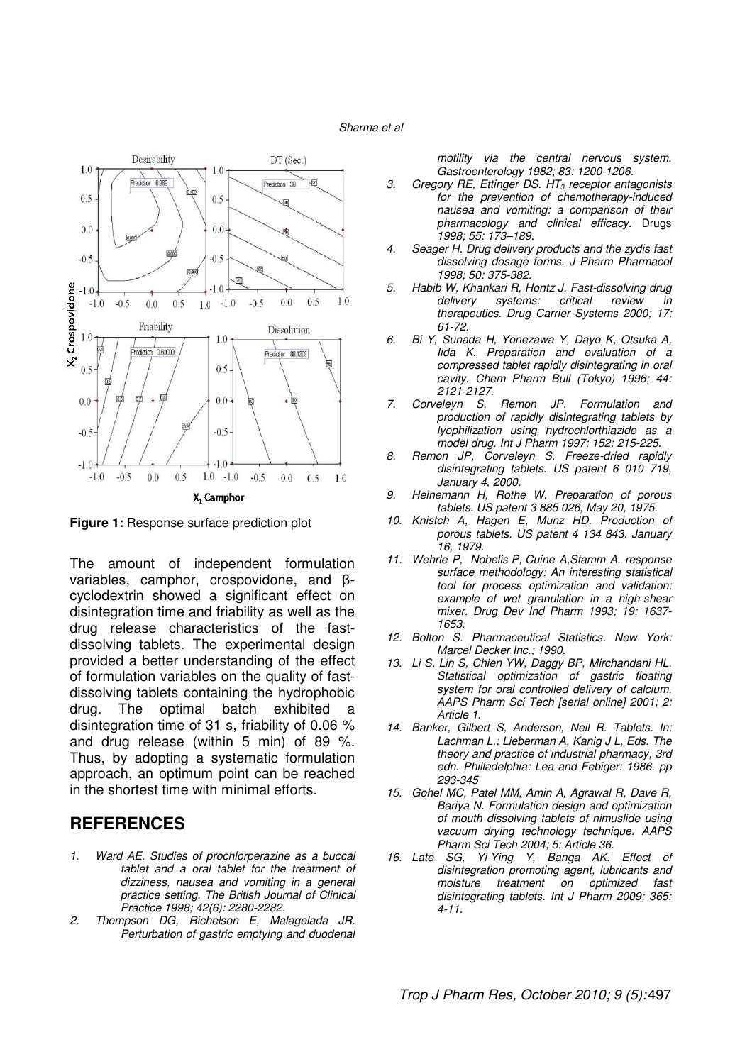Desirability

Prediction 0.885

DT (Sec.)

Prediction 30

$X_2$ Crospovidone

Friability

Prediction 0.60000

Dissolution

Prediction 88.1306

$X_1$ Camphor

**Figure 1:** Response surface prediction plot

The amount of independent formulation variables, camphor, crospovidone, and β-cyclodextrin showed a significant effect on disintegration time and friability as well as the drug release characteristics of the fast-dissolving tablets. The experimental design provided a better understanding of the effect of formulation variables on the quality of fast-dissolving tablets containing the hydrophobic drug. The optimal batch exhibited a disintegration time of 31 s, friability of 0.06 % and drug release (within 5 min) of 89 %. Thus, by adopting a systematic formulation approach, an optimum point can be reached in the shortest time with minimal efforts.

## REFERENCES

1. *Ward AE. Studies of prochlorperazine as a buccal tablet and a oral tablet for the treatment of dizziness, nausea and vomiting in a general practice setting. The British Journal of Clinical Practice 1998; 42(6): 2280-2282.*
2. *Thompson DG, Richelson E, Malagelada JR. Perturbation of gastric emptying and duodenal motility via the central nervous system. Gastroenterology 1982; 83: 1200-1206.*
3. *Gregory RE, Ettinger DS. $HT_3$ receptor antagonists for the prevention of chemotherapy-induced nausea and vomiting: a comparison of their pharmacology and clinical efficacy.* Drugs *1998; 55: 173–189.*
4. *Seager H. Drug delivery products and the zydis fast dissolving dosage forms. J Pharm Pharmacol 1998; 50: 375-382.*
5. *Habib W, Khankari R, Hontz J. Fast-dissolving drug delivery systems: critical review in therapeutics. Drug Carrier Systems 2000; 17: 61-72.*
6. *Bi Y, Sunada H, Yonezawa Y, Dayo K, Otsuka A, Iida K. Preparation and evaluation of a compressed tablet rapidly disintegrating in oral cavity. Chem Pharm Bull (Tokyo) 1996; 44: 2121-2127.*
7. *Corveleyn S, Remon JP. Formulation and production of rapidly disintegrating tablets by lyophilization using hydrochlorthiazide as a model drug. Int J Pharm 1997; 152: 215-225.*
8. *Remon JP, Corveleyn S. Freeze-dried rapidly disintegrating tablets. US patent 6 010 719, January 4, 2000.*
9. *Heinemann H, Rothe W. Preparation of porous tablets. US patent 3 885 026, May 20, 1975.*
10. *Knistch A, Hagen E, Munz HD. Production of porous tablets. US patent 4 134 843. January 16, 1979.*
11. *Wehrle P, Nobelis P, Cuine A,Stamm A. response surface methodology: An interesting statistical tool for process optimization and validation: example of wet granulation in a high-shear mixer. Drug Dev Ind Pharm 1993; 19: 1637-1653.*
12. *Bolton S. Pharmaceutical Statistics. New York: Marcel Decker Inc.; 1990.*
13. *Li S, Lin S, Chien YW, Daggy BP, Mirchandani HL. Statistical optimization of gastric floating system for oral controlled delivery of calcium. AAPS Pharm Sci Tech [serial online] 2001; 2: Article 1.*
14. *Banker, Gilbert S, Anderson, Neil R. Tablets. In: Lachman L.; Lieberman A, Kanig J L, Eds. The theory and practice of industrial pharmacy, 3rd edn. Philladelphia: Lea and Febiger: 1986. pp 293-345*
15. *Gohel MC, Patel MM, Amin A, Agrawal R, Dave R, Bariya N. Formulation design and optimization of mouth dissolving tablets of nimuslide using vacuum drying technology technique. AAPS Pharm Sci Tech 2004; 5: Article 36.*
16. *Late SG, Yi-Ying Y, Banga AK. Effect of disintegration promoting agent, lubricants and moisture treatment on optimized fast disintegrating tablets. Int J Pharm 2009; 365: 4-11.*